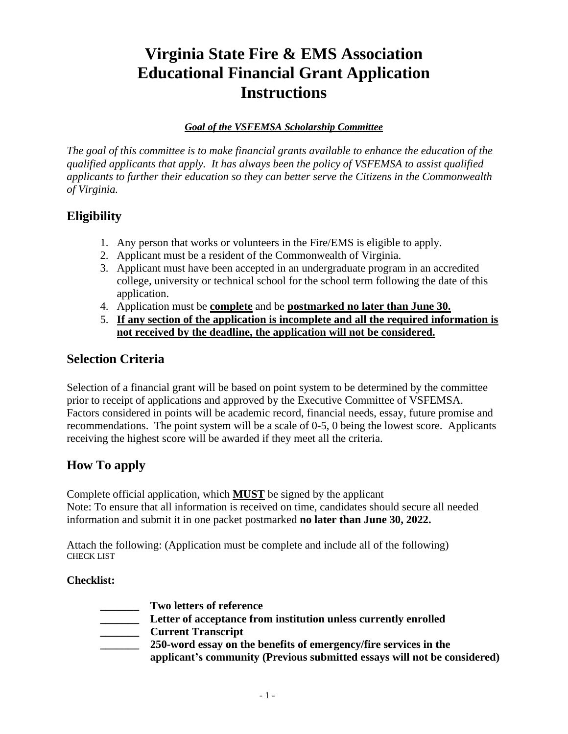# Virginia State Fire & EMS Association Educational Financial Grant Application Instructions

***Goal of the VSFEMSA Scholarship Committee***

*The goal of this committee is to make financial grants available to enhance the education of the qualified applicants that apply. It has always been the policy of VSFEMSA to assist qualified applicants to further their education so they can better serve the Citizens in the Commonwealth of Virginia.*

## Eligibility

1. Any person that works or volunteers in the Fire/EMS is eligible to apply.
2. Applicant must be a resident of the Commonwealth of Virginia.
3. Applicant must have been accepted in an undergraduate program in an accredited college, university or technical school for the school term following the date of this application.
4. Application must be **complete** and be **postmarked no later than June 30.**
5. **If any section of the application is incomplete and all the required information is not received by the deadline, the application will not be considered.**

## Selection Criteria

Selection of a financial grant will be based on point system to be determined by the committee prior to receipt of applications and approved by the Executive Committee of VSFEMSA. Factors considered in points will be academic record, financial needs, essay, future promise and recommendations. The point system will be a scale of 0-5, 0 being the lowest score. Applicants receiving the highest score will be awarded if they meet all the criteria.

## How To apply

Complete official application, which **MUST** be signed by the applicant
Note: To ensure that all information is received on time, candidates should secure all needed information and submit it in one packet postmarked **no later than June 30, 2022.**

Attach the following: (Application must be complete and include all of the following)
CHECK LIST

**Checklist:**

- _______ **Two letters of reference**
- _______ **Letter of acceptance from institution unless currently enrolled**
- _______ **Current Transcript**
- _______ **250-word essay on the benefits of emergency/fire services in the applicant's community (Previous submitted essays will not be considered)**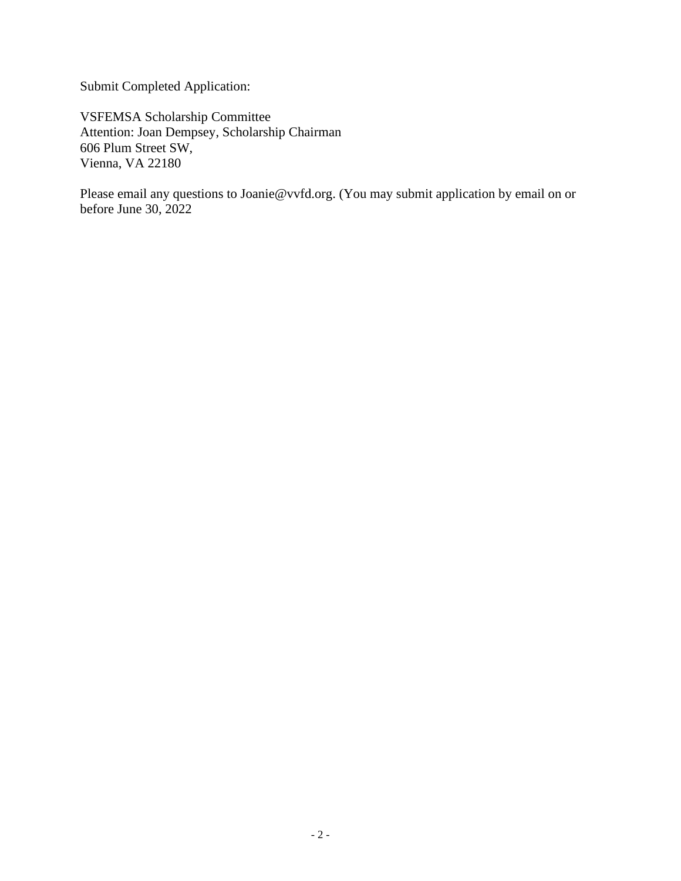Submit Completed Application:

VSFEMSA Scholarship Committee
Attention: Joan Dempsey, Scholarship Chairman
606 Plum Street SW,
Vienna, VA 22180

Please email any questions to Joanie@vvfd.org. (You may submit application by email on or before June 30, 2022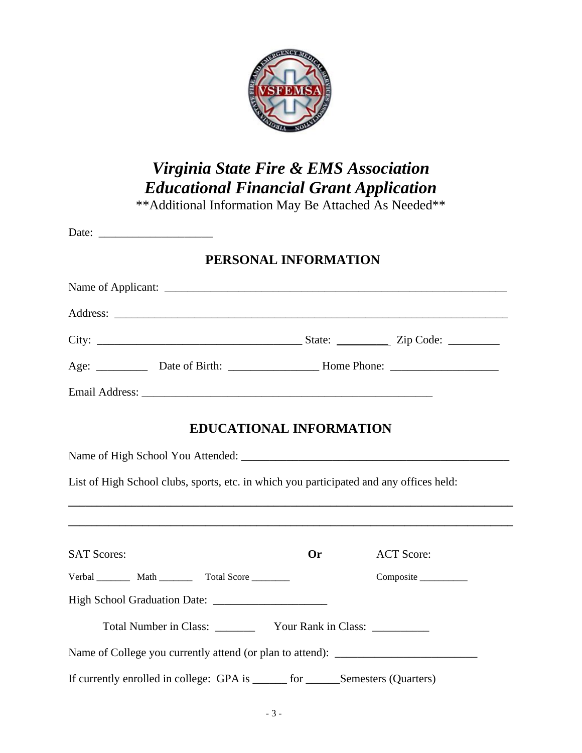# *Virginia State Fire & EMS Association*
# *Educational Financial Grant Application*

**Additional Information May Be Attached As Needed**

Date: ____________________

## PERSONAL INFORMATION

Name of Applicant: ______________________________________________________________

Address: _______________________________________________________________________

City: ____________________________________ State: _________ Zip Code: _________

Age: _________ Date of Birth: _______________ Home Phone: ___________________

Email Address: _____________________________________________________

## EDUCATIONAL INFORMATION

Name of High School You Attended: _________________________________________________

List of High School clubs, sports, etc. in which you participated and any offices held:

______________________________________________________________________________

______________________________________________________________________________

SAT Scores: **Or** ACT Score:

Verbal _______ Math _______ Total Score ________ Composite __________

High School Graduation Date: ____________________

Total Number in Class: _______ Your Rank in Class: __________

Name of College you currently attend (or plan to attend): _________________________

If currently enrolled in college: GPA is ______ for ______Semesters (Quarters)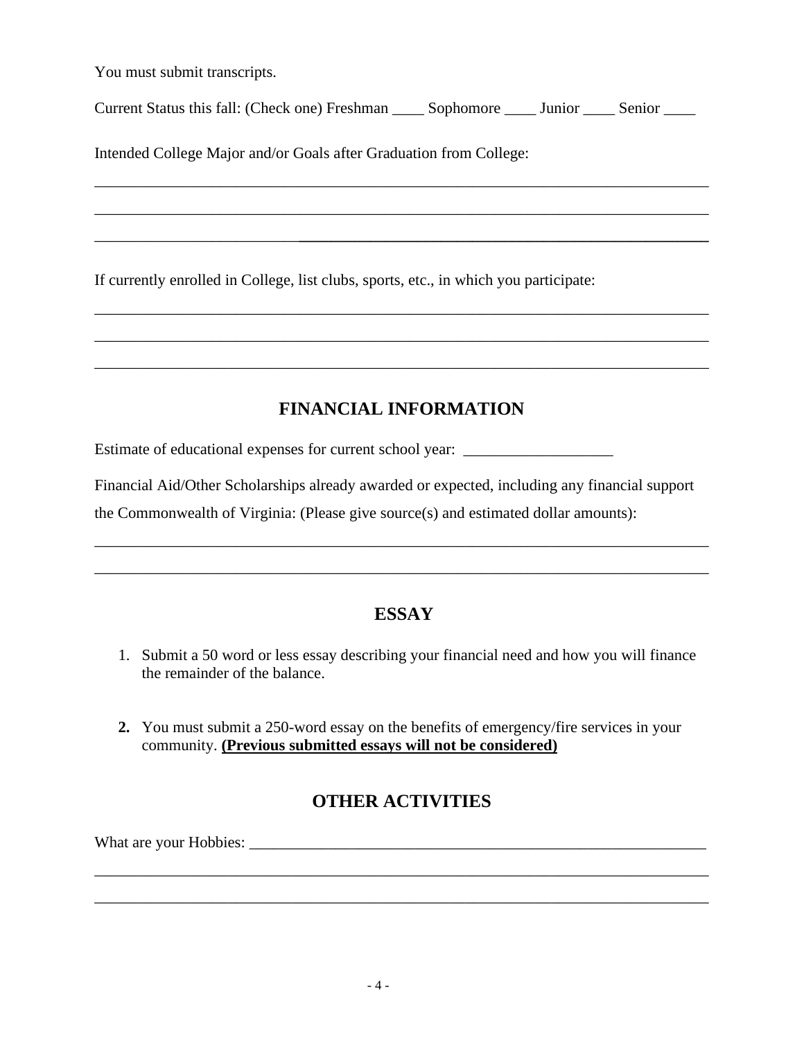You must submit transcripts.

Current Status this fall: (Check one) Freshman ____ Sophomore ____ Junior ____ Senior ____

Intended College Major and/or Goals after Graduation from College:

_______________________________________________________________________________

_______________________________________________________________________________

_______________________________________________________________________________

If currently enrolled in College, list clubs, sports, etc., in which you participate:

_______________________________________________________________________________

_______________________________________________________________________________

_______________________________________________________________________________

## FINANCIAL INFORMATION

Estimate of educational expenses for current school year: ___________________

Financial Aid/Other Scholarships already awarded or expected, including any financial support the Commonwealth of Virginia: (Please give source(s) and estimated dollar amounts):

_______________________________________________________________________________

_______________________________________________________________________________

## ESSAY

1. Submit a 50 word or less essay describing your financial need and how you will finance the remainder of the balance.

2. You must submit a 250-word essay on the benefits of emergency/fire services in your community. **(Previous submitted essays will not be considered)**

## OTHER ACTIVITIES

What are your Hobbies: ____________________________________________________________

_______________________________________________________________________________

_______________________________________________________________________________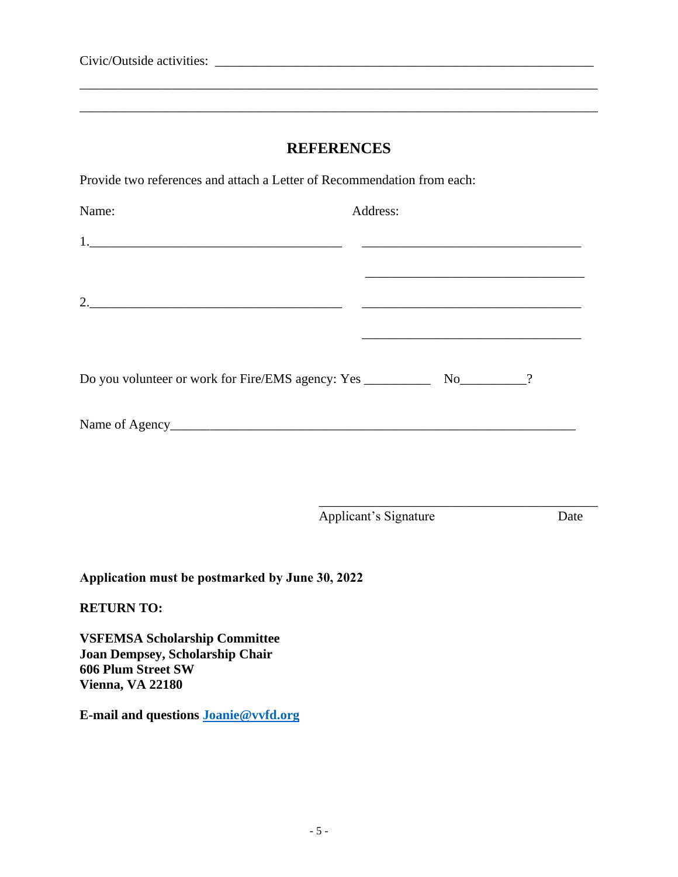Civic/Outside activities: ______________________________________________________________

______________________________________________________________________________

______________________________________________________________________________

## REFERENCES

Provide two references and attach a Letter of Recommendation from each:

Name: Address:

1.________________________________________ ________________________________

________________________________

2.________________________________________ ________________________________

________________________________

Do you volunteer or work for Fire/EMS agency: Yes __________ No__________?

Name of Agency______________________________________________________________

__________________________________________

Applicant's Signature Date

**Application must be postmarked by June 30, 2022**

**RETURN TO:**

**VSFEMSA Scholarship Committee**
**Joan Dempsey, Scholarship Chair**
**606 Plum Street SW**
**Vienna, VA 22180**

**E-mail and questions [Joanie@vvfd.org](mailto:Joanie@vvfd.org)**